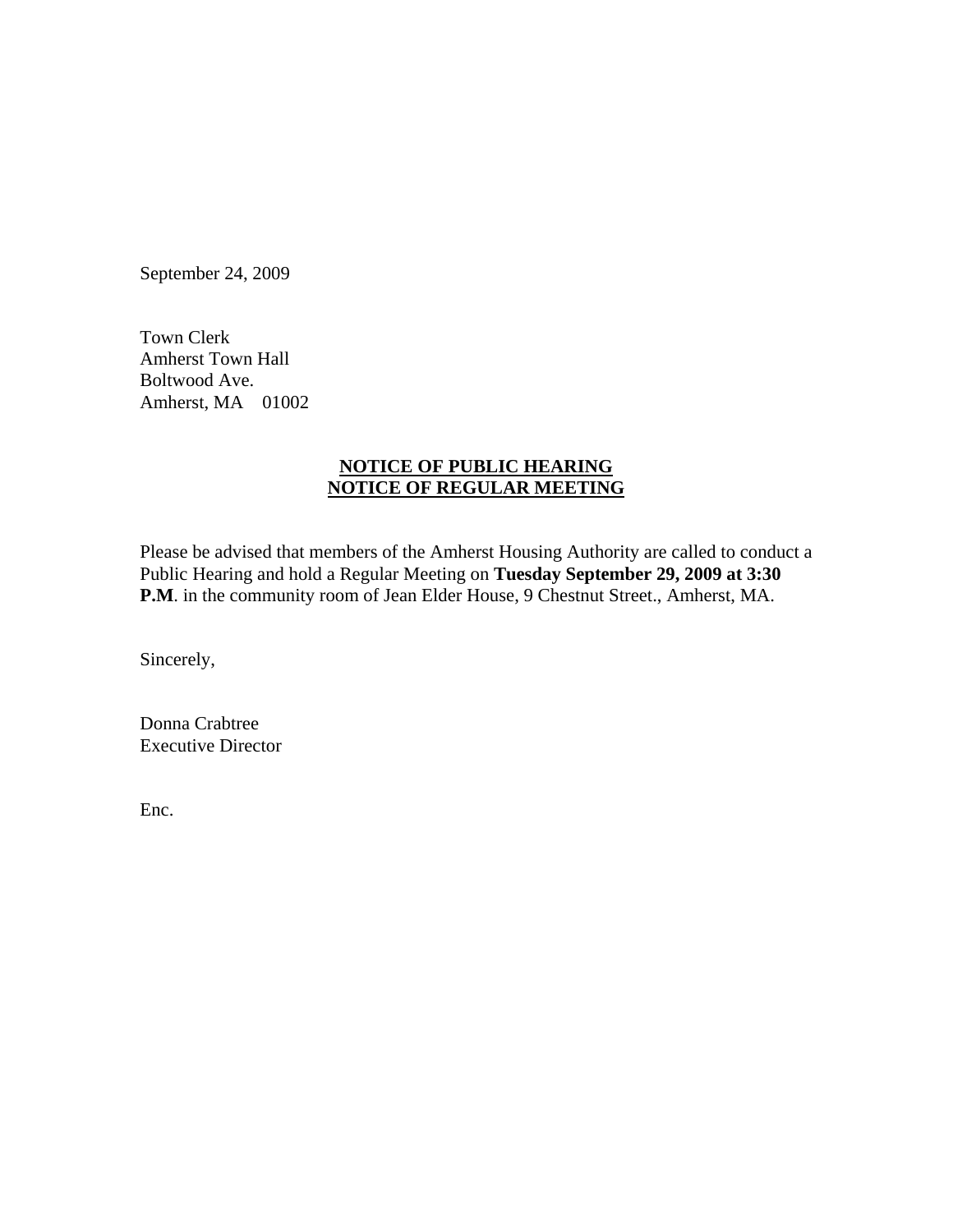September 24, 2009

Town Clerk
Amherst Town Hall
Boltwood Ave.
Amherst, MA 01002

**NOTICE OF PUBLIC HEARING**
**NOTICE OF REGULAR MEETING**

Please be advised that members of the Amherst Housing Authority are called to conduct a Public Hearing and hold a Regular Meeting on **Tuesday September 29, 2009 at 3:30 P.M**. in the community room of Jean Elder House, 9 Chestnut Street., Amherst, MA.

Sincerely,

Donna Crabtree
Executive Director

Enc.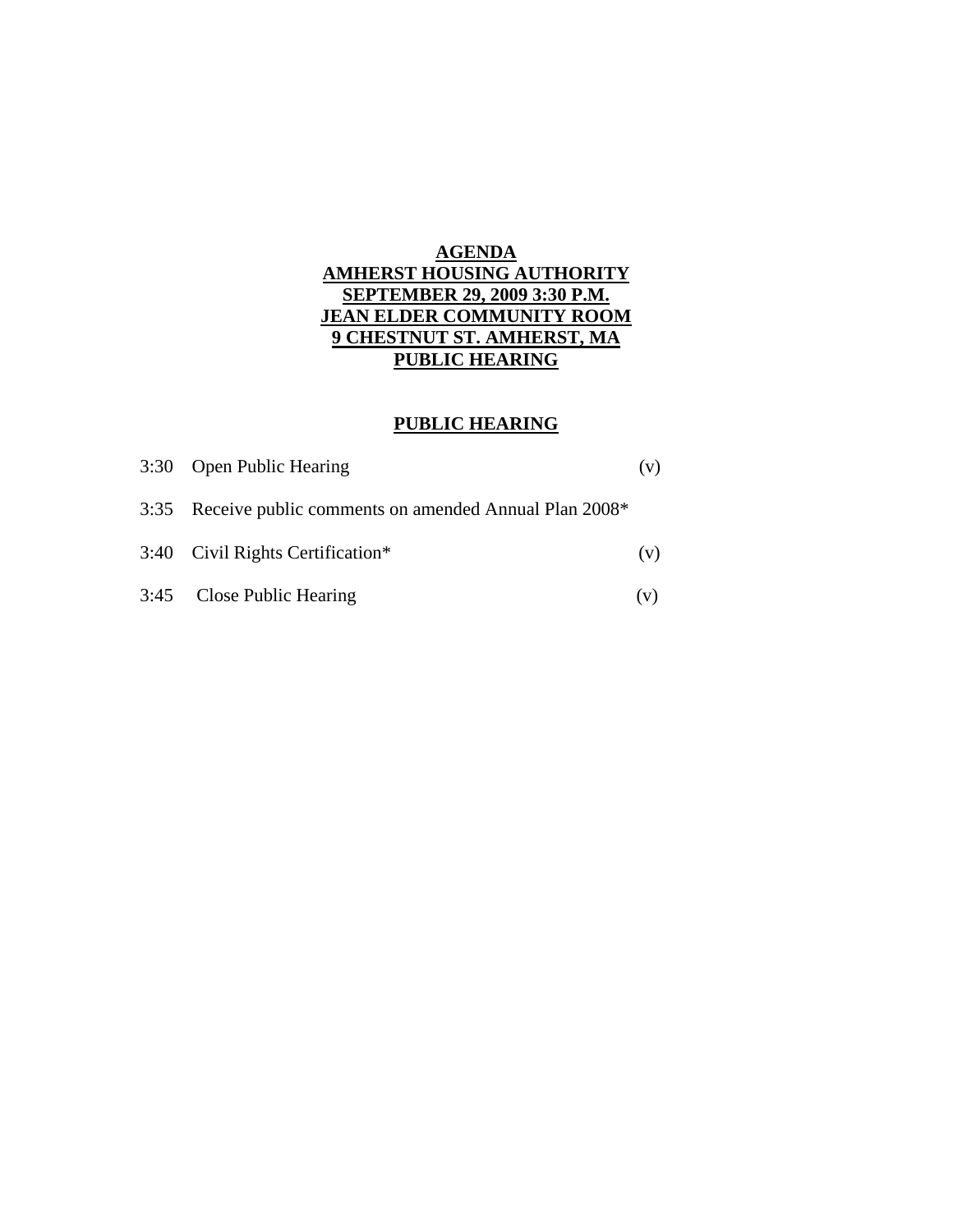**AGENDA**
**AMHERST HOUSING AUTHORITY**
**SEPTEMBER 29, 2009 3:30 P.M.**
**JEAN ELDER COMMUNITY ROOM**
**9 CHESTNUT ST. AMHERST, MA**
**PUBLIC HEARING**

## PUBLIC HEARING

3:30 Open Public Hearing (v)

3:35 Receive public comments on amended Annual Plan 2008*

3:40 Civil Rights Certification* (v)

3:45 Close Public Hearing (v)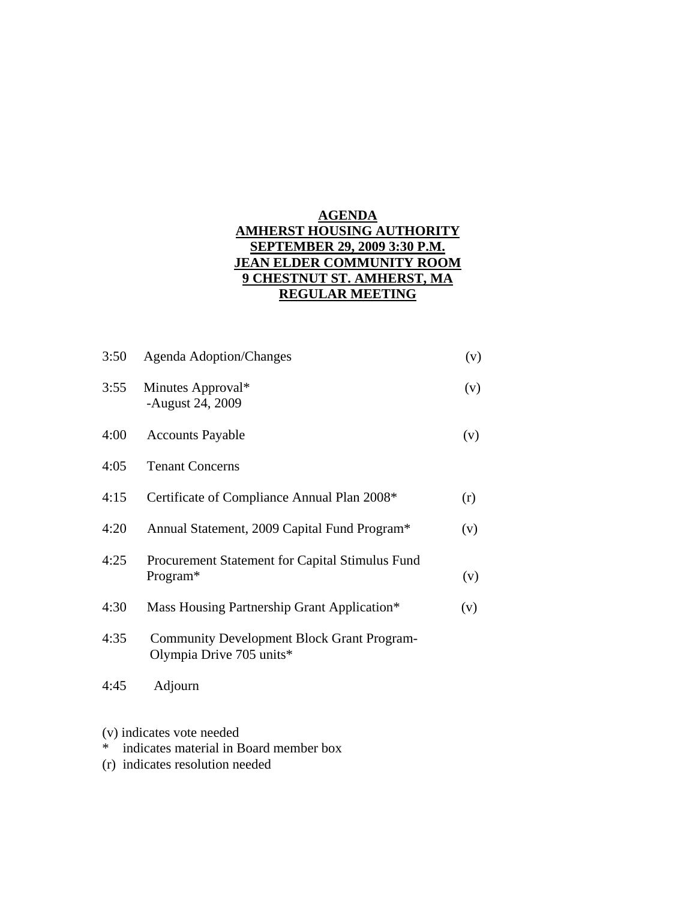**AGENDA**
**AMHERST HOUSING AUTHORITY**
**SEPTEMBER 29, 2009 3:30 P.M.**
**JEAN ELDER COMMUNITY ROOM**
**9 CHESTNUT ST. AMHERST, MA**
**REGULAR MEETING**

| | | |
|---|---|---|
| 3:50 | Agenda Adoption/Changes | (v) |
| 3:55 | Minutes Approval* <br> -August 24, 2009 | (v) |
| 4:00 | Accounts Payable | (v) |
| 4:05 | Tenant Concerns | |
| 4:15 | Certificate of Compliance Annual Plan 2008* | (r) |
| 4:20 | Annual Statement, 2009 Capital Fund Program* | (v) |
| 4:25 | Procurement Statement for Capital Stimulus Fund Program* | (v) |
| 4:30 | Mass Housing Partnership Grant Application* | (v) |
| 4:35 | Community Development Block Grant Program- Olympia Drive 705 units* | |
| 4:45 | Adjourn | |

(v) indicates vote needed
* indicates material in Board member box
(r) indicates resolution needed